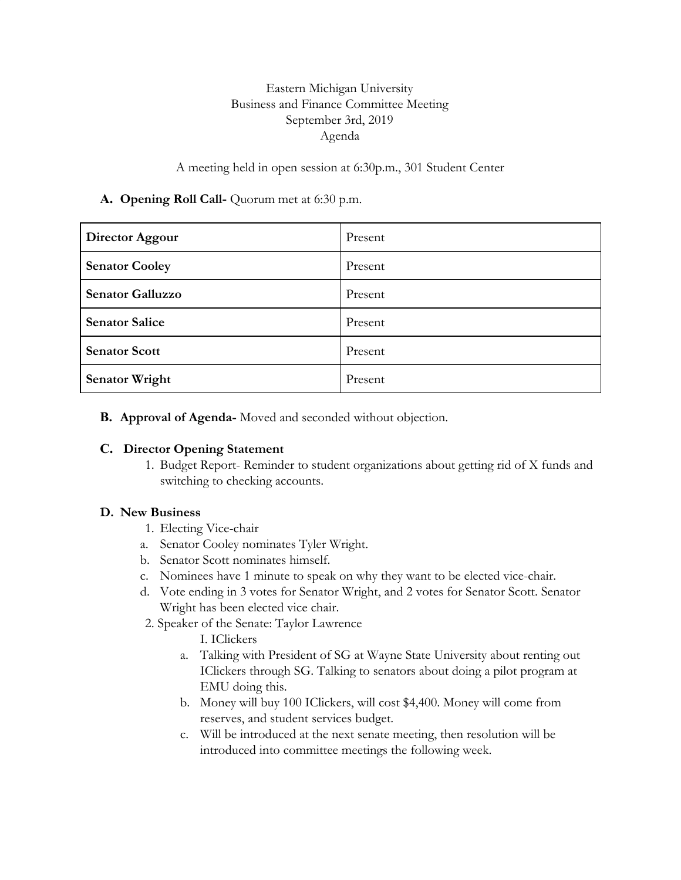Eastern Michigan University
Business and Finance Committee Meeting
September 3rd, 2019
Agenda

A meeting held in open session at 6:30p.m., 301 Student Center

**A. Opening Roll Call-** Quorum met at 6:30 p.m.

| | |
|---|---|
| **Director Aggour** | Present |
| **Senator Cooley** | Present |
| **Senator Galluzzo** | Present |
| **Senator Salice** | Present |
| **Senator Scott** | Present |
| **Senator Wright** | Present |

**B. Approval of Agenda-** Moved and seconded without objection.

**C. Director Opening Statement**

1. Budget Report- Reminder to student organizations about getting rid of X funds and switching to checking accounts.

**D. New Business**

1. Electing Vice-chair
   a. Senator Cooley nominates Tyler Wright.
   b. Senator Scott nominates himself.
   c. Nominees have 1 minute to speak on why they want to be elected vice-chair.
   d. Vote ending in 3 votes for Senator Wright, and 2 votes for Senator Scott. Senator Wright has been elected vice chair.
2. Speaker of the Senate: Taylor Lawrence

   I. IClickers

   a. Talking with President of SG at Wayne State University about renting out IClickers through SG. Talking to senators about doing a pilot program at EMU doing this.
   b. Money will buy 100 IClickers, will cost $4,400. Money will come from reserves, and student services budget.
   c. Will be introduced at the next senate meeting, then resolution will be introduced into committee meetings the following week.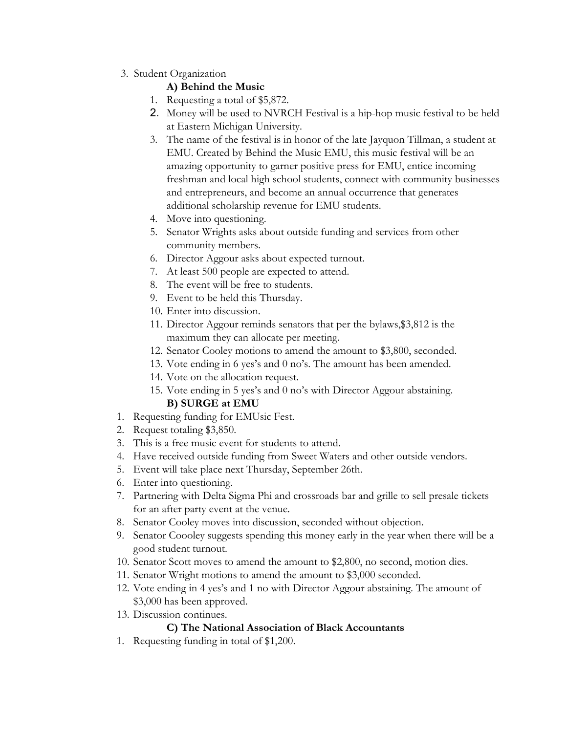3. Student Organization

**A) Behind the Music**

1. Requesting a total of $5,872.
2. Money will be used to NVRCH Festival is a hip-hop music festival to be held at Eastern Michigan University.
3. The name of the festival is in honor of the late Jayquon Tillman, a student at EMU. Created by Behind the Music EMU, this music festival will be an amazing opportunity to garner positive press for EMU, entice incoming freshman and local high school students, connect with community businesses and entrepreneurs, and become an annual occurrence that generates additional scholarship revenue for EMU students.
4. Move into questioning.
5. Senator Wrights asks about outside funding and services from other community members.
6. Director Aggour asks about expected turnout.
7. At least 500 people are expected to attend.
8. The event will be free to students.
9. Event to be held this Thursday.
10. Enter into discussion.
11. Director Aggour reminds senators that per the bylaws,$3,812 is the maximum they can allocate per meeting.
12. Senator Cooley motions to amend the amount to $3,800, seconded.
13. Vote ending in 6 yes's and 0 no's. The amount has been amended.
14. Vote on the allocation request.
15. Vote ending in 5 yes's and 0 no's with Director Aggour abstaining.

**B) SURGE at EMU**

1. Requesting funding for EMUsic Fest.
2. Request totaling $3,850.
3. This is a free music event for students to attend.
4. Have received outside funding from Sweet Waters and other outside vendors.
5. Event will take place next Thursday, September 26th.
6. Enter into questioning.
7. Partnering with Delta Sigma Phi and crossroads bar and grille to sell presale tickets for an after party event at the venue.
8. Senator Cooley moves into discussion, seconded without objection.
9. Senator Coooley suggests spending this money early in the year when there will be a good student turnout.
10. Senator Scott moves to amend the amount to $2,800, no second, motion dies.
11. Senator Wright motions to amend the amount to $3,000 seconded.
12. Vote ending in 4 yes's and 1 no with Director Aggour abstaining. The amount of $3,000 has been approved.
13. Discussion continues.

**C) The National Association of Black Accountants**

1. Requesting funding in total of $1,200.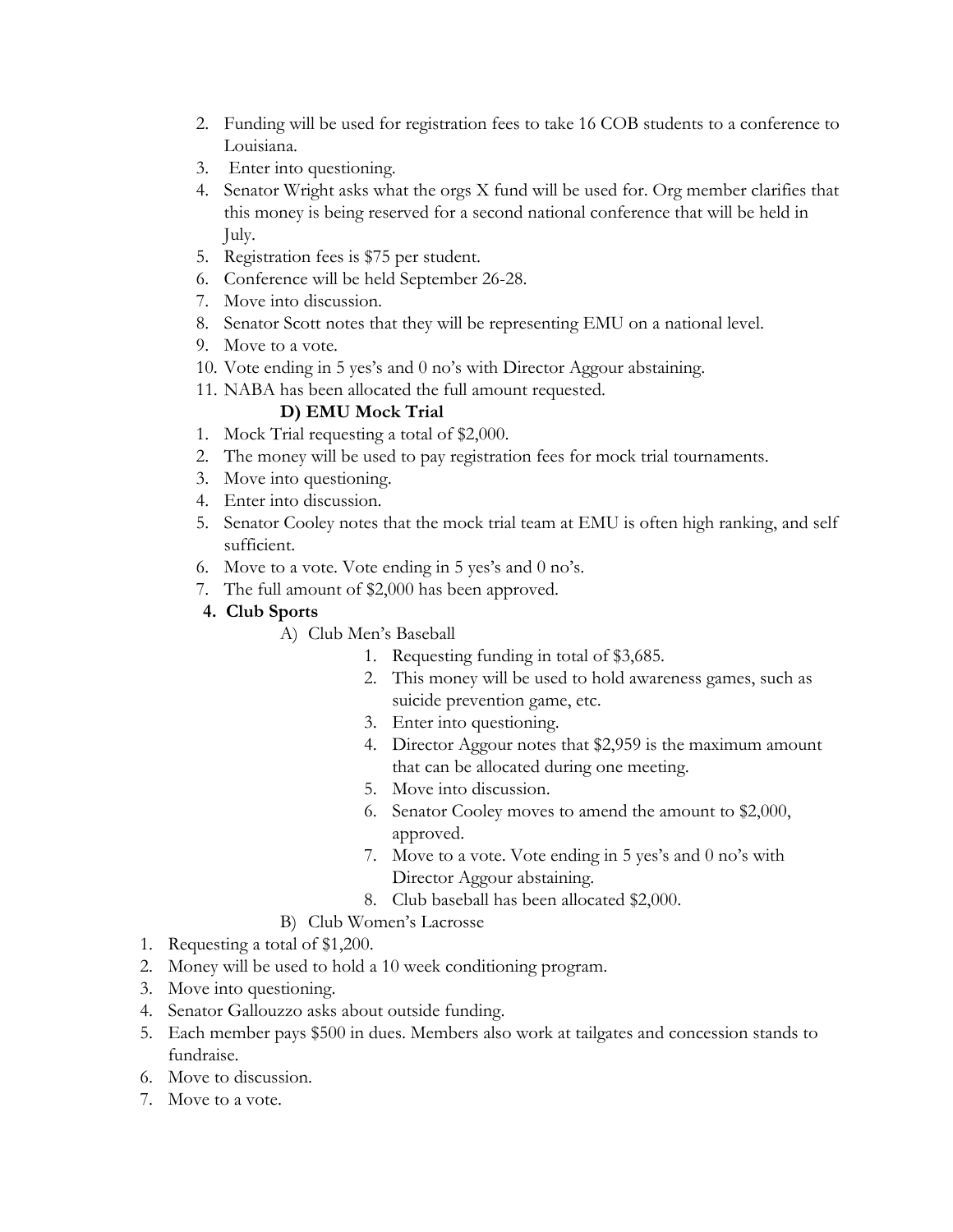2. Funding will be used for registration fees to take 16 COB students to a conference to Louisiana.
3. Enter into questioning.
4. Senator Wright asks what the orgs X fund will be used for. Org member clarifies that this money is being reserved for a second national conference that will be held in July.
5. Registration fees is $75 per student.
6. Conference will be held September 26-28.
7. Move into discussion.
8. Senator Scott notes that they will be representing EMU on a national level.
9. Move to a vote.
10. Vote ending in 5 yes's and 0 no's with Director Aggour abstaining.
11. NABA has been allocated the full amount requested.

**D) EMU Mock Trial**

1. Mock Trial requesting a total of $2,000.
2. The money will be used to pay registration fees for mock trial tournaments.
3. Move into questioning.
4. Enter into discussion.
5. Senator Cooley notes that the mock trial team at EMU is often high ranking, and self sufficient.
6. Move to a vote. Vote ending in 5 yes's and 0 no's.
7. The full amount of $2,000 has been approved.

**4. Club Sports**

A) Club Men's Baseball

1. Requesting funding in total of $3,685.
2. This money will be used to hold awareness games, such as suicide prevention game, etc.
3. Enter into questioning.
4. Director Aggour notes that $2,959 is the maximum amount that can be allocated during one meeting.
5. Move into discussion.
6. Senator Cooley moves to amend the amount to $2,000, approved.
7. Move to a vote. Vote ending in 5 yes's and 0 no's with Director Aggour abstaining.
8. Club baseball has been allocated $2,000.

B) Club Women's Lacrosse

1. Requesting a total of $1,200.
2. Money will be used to hold a 10 week conditioning program.
3. Move into questioning.
4. Senator Gallouzzo asks about outside funding.
5. Each member pays $500 in dues. Members also work at tailgates and concession stands to fundraise.
6. Move to discussion.
7. Move to a vote.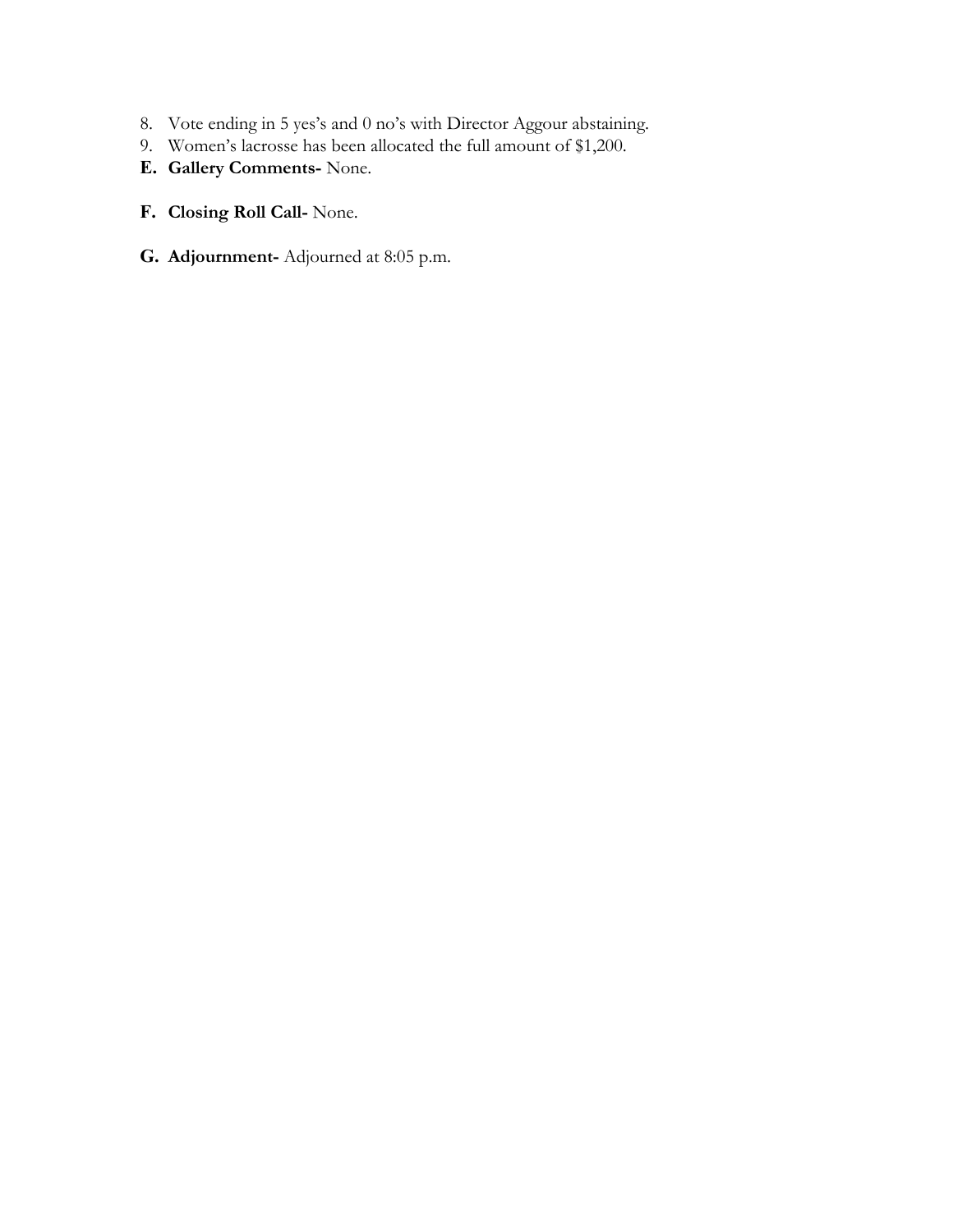8. Vote ending in 5 yes's and 0 no's with Director Aggour abstaining.
9. Women's lacrosse has been allocated the full amount of $1,200.

**E. Gallery Comments-** None.

**F. Closing Roll Call-** None.

**G. Adjournment-** Adjourned at 8:05 p.m.